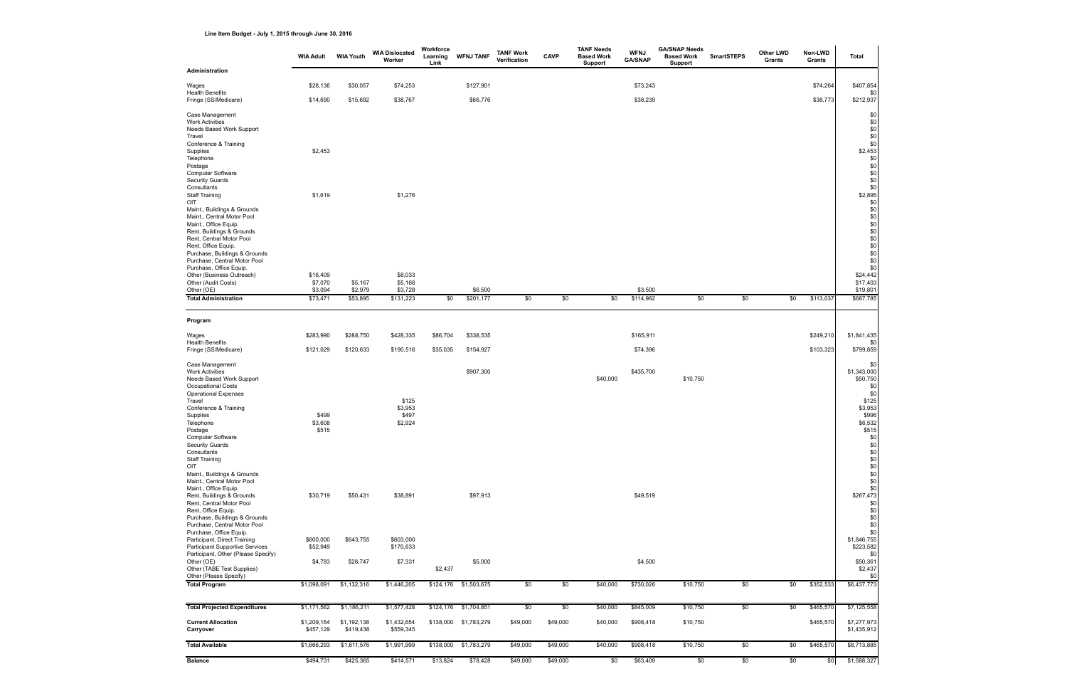**Line Item Budget - July 1, 2015 through June 30, 2016**

| | WIA Adult | WIA Youth | WIA Dislocated Worker | Workforce Learning Link | WFNJ TANF | TANF Work Verification | CAVP | TANF Needs Based Work Support | WFNJ GA/SNAP | GA/SNAP Needs Based Work Support | SmartSTEPS | Other LWD Grants | Non-LWD Grants | Total |
|---|---|---|---|---|---|---|---|---|---|---|---|---|---|---|
| **Administration** | | | | | | | | | | | | | | |
| Wages | $28,136 | $30,057 | $74,253 | | $127,901 | | | | $73,243 | | | | $74,264 | $407,854 |
| Health Benefits | | | | | | | | | | | | | | $0 |
| Fringe (SS/Medicare) | $14,690 | $15,692 | $38,767 | | $66,776 | | | | $38,239 | | | | $38,773 | $212,937 |
| Case Management | | | | | | | | | | | | | | $0 |
| Work Activities | | | | | | | | | | | | | | $0 |
| Needs Based Work Support | | | | | | | | | | | | | | $0 |
| Travel | | | | | | | | | | | | | | $0 |
| Conference & Training | | | | | | | | | | | | | | $0 |
| Supplies | $2,453 | | | | | | | | | | | | | $2,453 |
| Telephone | | | | | | | | | | | | | | $0 |
| Postage | | | | | | | | | | | | | | $0 |
| Computer Software | | | | | | | | | | | | | | $0 |
| Security Guards | | | | | | | | | | | | | | $0 |
| Consultants | | | | | | | | | | | | | | $0 |
| Staff Training | $1,619 | | $1,276 | | | | | | | | | | | $2,895 |
| OIT | | | | | | | | | | | | | | $0 |
| Maint., Buildings & Grounds | | | | | | | | | | | | | | $0 |
| Maint., Central Motor Pool | | | | | | | | | | | | | | $0 |
| Maint., Office Equip. | | | | | | | | | | | | | | $0 |
| Rent, Buildings & Grounds | | | | | | | | | | | | | | $0 |
| Rent, Central Motor Pool | | | | | | | | | | | | | | $0 |
| Rent, Office Equip. | | | | | | | | | | | | | | $0 |
| Purchase, Buildings & Grounds | | | | | | | | | | | | | | $0 |
| Purchase, Central Motor Pool | | | | | | | | | | | | | | $0 |
| Purchase, Office Equip. | | | | | | | | | | | | | | $0 |
| Other (Business Outreach) | $16,409 | | $8,033 | | | | | | | | | | | $24,442 |
| Other (Audit Costs) | $7,070 | $5,167 | $5,166 | | | | | | | | | | | $17,403 |
| Other (OE) | $3,094 | $2,979 | $3,728 | | $6,500 | | | | $3,500 | | | | | $19,801 |
| **Total Administration** | $73,471 | $53,895 | $131,223 | $0 | $201,177 | $0 | $0 | $0 | $114,982 | $0 | $0 | $0 | $113,037 | $687,785 |
| **Program** | | | | | | | | | | | | | | |
| Wages | $283,990 | $288,750 | $428,335 | $86,704 | $338,535 | | | | $165,911 | | | | $249,210 | $1,841,435 |
| Health Benefits | | | | | | | | | | | | | | $0 |
| Fringe (SS/Medicare) | $121,029 | $120,633 | $190,516 | $35,035 | $154,927 | | | | $74,396 | | | | $103,323 | $799,859 |
| Case Management | | | | | | | | | | | | | | $0 |
| Work Activities | | | | | $907,300 | | | | $435,700 | | | | | $1,343,000 |
| Needs Based Work Support | | | | | | | | $40,000 | | $10,750 | | | | $50,750 |
| Occupational Costs | | | | | | | | | | | | | | $0 |
| Operational Expenses | | | | | | | | | | | | | | $0 |
| Travel | | | $125 | | | | | | | | | | | $125 |
| Conference & Training | | | $3,953 | | | | | | | | | | | $3,953 |
| Supplies | $499 | | $497 | | | | | | | | | | | $996 |
| Telephone | $3,608 | | $2,924 | | | | | | | | | | | $6,532 |
| Postage | $515 | | | | | | | | | | | | | $515 |
| Computer Software | | | | | | | | | | | | | | $0 |
| Security Guards | | | | | | | | | | | | | | $0 |
| Consultants | | | | | | | | | | | | | | $0 |
| Staff Training | | | | | | | | | | | | | | $0 |
| OIT | | | | | | | | | | | | | | $0 |
| Maint., Buildings & Grounds | | | | | | | | | | | | | | $0 |
| Maint., Central Motor Pool | | | | | | | | | | | | | | $0 |
| Maint., Office Equip. | | | | | | | | | | | | | | $0 |
| Rent, Buildings & Grounds | $30,719 | $50,431 | $38,891 | | $97,913 | | | | $49,519 | | | | | $267,473 |
| Rent, Central Motor Pool | | | | | | | | | | | | | | $0 |
| Rent, Office Equip. | | | | | | | | | | | | | | $0 |
| Purchase, Buildings & Grounds | | | | | | | | | | | | | | $0 |
| Purchase, Central Motor Pool | | | | | | | | | | | | | | $0 |
| Purchase, Office Equip. | | | | | | | | | | | | | | $0 |
| Participant, Direct Training | $600,000 | $643,755 | $603,000 | | | | | | | | | | | $1,846,755 |
| Participant Supportive Services | $52,949 | | $170,633 | | | | | | | | | | | $223,582 |
| Participant, Other (Please Specify) | | | | | | | | | | | | | | $0 |
| Other (OE) | $4,783 | $28,747 | $7,331 | | $5,000 | | | | $4,500 | | | | | $50,361 |
| Other (TABE Test Supplies) | | | | $2,437 | | | | | | | | | | $2,437 |
| Other (Please Specify) | | | | | | | | | | | | | | $0 |
| **Total Program** | $1,098,091 | $1,132,316 | $1,446,205 | $124,176 | $1,503,675 | $0 | $0 | $40,000 | $730,026 | $10,750 | $0 | $0 | $352,533 | $6,437,773 |
| **Total Projected Expenditures** | $1,171,562 | $1,186,211 | $1,577,428 | $124,176 | $1,704,851 | $0 | $0 | $40,000 | $845,009 | $10,750 | $0 | $0 | $465,570 | $7,125,558 |
| **Current Allocation** | $1,209,164 | $1,192,138 | $1,432,654 | $138,000 | $1,783,279 | $49,000 | $49,000 | $40,000 | $908,418 | $10,750 | | | $465,570 | $7,277,973 |
| **Carryover** | $457,129 | $419,438 | $559,345 | | | | | | | | | | | $1,435,912 |
| **Total Available** | $1,666,293 | $1,611,576 | $1,991,999 | $138,000 | $1,783,279 | $49,000 | $49,000 | $40,000 | $908,418 | $10,750 | $0 | $0 | $465,570 | $8,713,885 |
| **Balance** | $494,731 | $425,365 | $414,571 | $13,824 | $78,428 | $49,000 | $49,000 | $0 | $63,409 | $0 | $0 | $0 | $0 | $1,588,327 |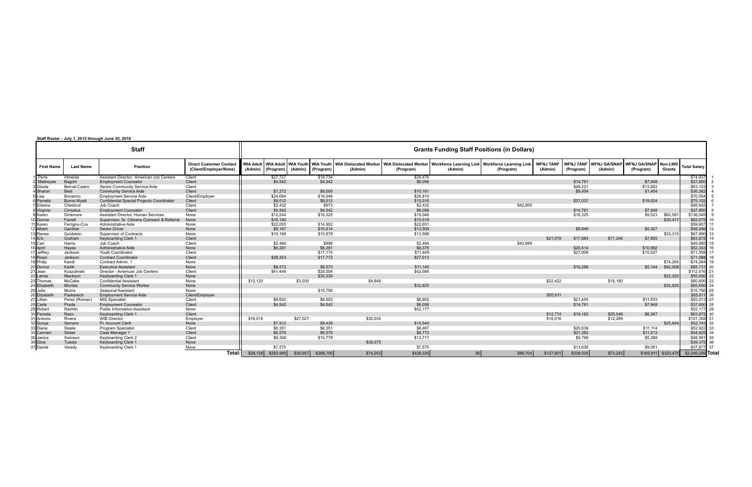**Staff Roster - July 1, 2015 through June 30, 2016**

| | Staff | | | | Grants Funding Staff Positions (in Dollars) | | | | | | | | | | | | | | | |
|---|---|---|---|---|---|---|---|---|---|---|---|---|---|---|---|---|---|---|---|---|
| | First Name | Last Name | Position | Direct Customer Contact (Client/Employer/None) | WIA Adult (Admin) | WIA Adult (Program) | WIA Youth (Admin) | WIA Youth (Program) | WIA Dislocated Worker (Admin) | WIA Dislocated Worker (Program) | Workforce Learning Link (Admin) | Workforce Learning Link (Program) | WFNJ TANF (Admin) | WFNJ TANF (Program) | WFNJ GA/SNAP (Admin) | WFNJ GA/SNAP (Program) | Non-LWD Grants | Total Salary | |
| 1 | Perle | Almeida | Assistant Director, American Job Centers | Client | | $27,727 | | $18,734 | | $28,476 | | | | | | | | $74,937 | 1 |
| 2 | Maitreyee | Bagchi | Employment Counselor | Client | | $4,542 | | $4,542 | | $6,056 | | | | $14,761 | | $7,948 | | $37,850 | 2 |
| 3 | Gisela | Bernal-Castro | Senior Community Service Aide | Client | | | | | | | | | | $49,221 | | $13,883 | | $63,103 | 3 |
| 4 | Sharon | Best | Community Service Aide | Client | | $7,272 | | $8,000 | | $10,181 | | | | $9,454 | | $1,454 | | $36,362 | 4 |
| 5 | Lisa | Bonanno | Employment Service Aide | Client/Employer | | $24,694 | | $19,049 | | $26,810 | | | | | | | | $70,554 | 5 |
| 6 | Pamela | Burns-Wyatt | Confidential Special Projects Coordinator | Client | | $9,012 | | $9,012 | | $12,016 | | | | $27,037 | | $18,024 | | $75,102 | 6 |
| 7 | Edwina | Chestnut | Job Coach | Client | | $2,432 | | $973 | | $2,432 | | $42,805 | | | | | | $48,642 | 7 |
| 8 | Virginie | Cinnatus | Employment Counselor | Client | | $4,542 | | $4,542 | | $6,056 | | | | $14,761 | | $7,948 | | $37,850 | 8 |
| 9 | Karen | Dinsmore | Assistant Director, Human Services | None | | $12,244 | | $16,325 | | $19,046 | | | | $16,325 | | $9,523 | $62,581 | $136,045 | 9 |
| 10 | Donna | Farrell | Supervisor, Sr. Citizens Outreach & Referral | None | | $16,140 | | | | $15,519 | | | | | | | $30,417 | $62,075 | 10 |
| 11 | Karen | Ferrigno-Cox | Administrative Aide | None | | $22,055 | | $14,902 | | $22,651 | | | | | | | | $59,607 | 11 |
| 12 | Albert | Gardner | Senior Driver | None | | $9,167 | | $10,614 | | $13,509 | | | | $9,649 | | $5,307 | | $48,246 | 12 |
| 13 | Renee | Goldstein | Supervisor of Contracts | None | | $10,198 | | $10,878 | | $13,598 | | | | | | | $33,315 | $67,990 | 13 |
| 14 | Eric | Graham | Keyboarding Clerk 1 | Client | | | | | | | | | $21,078 | $17,884 | $17,246 | $7,665 | | $63,872 | 14 |
| 15 | Carl | Harris | Job Coach | Client | | $2,494 | | $998 | | $2,494 | | $43,899 | | | | | | $49,885 | 15 |
| 16 | April | Hayes | Administrative Aide | None | | $6,281 | | $6,281 | | $8,375 | | | | $20,414 | | $10,992 | | $52,343 | 16 |
| 17 | Jeffrey | Jackson | Youth Coordinator | Client | | | | $17,174 | | $11,449 | | | | $27,908 | | $15,027 | | $71,558 | 17 |
| 18 | Rossi | Jackson | Contract Coordinator | Client | | $26,303 | | $17,772 | | $27,013 | | | | | | | | $71,088 | 18 |
| 19 | Philip | Kandl | Contract Admin. 1 | None | | | | | | | | | | | | | $74,264 | $74,264 | 19 |
| 20 | Donna | Karlik | Executive Assistant | None | | $8,573 | | $8,573 | | $11,145 | | | | $10,288 | | $5,144 | $42,008 | $85,731 | 20 |
| 21 | Jean | Koszulinski | Director - American Job Centers | Client | | $41,446 | | $28,004 | | $42,566 | | | | | | | | $112,016 | 21 |
| 22 | Lamar | Mackson | Keyboarding Clerk 1 | None | | | | $33,330 | | | | | | | | | $22,220 | $55,550 | 22 |
| 23 | Thomas | McCabe | Confidential Assistant | None | $12,120 | | $3,030 | | $4,848 | | | | $22,422 | | $18,180 | | | $60,600 | 23 |
| 24 | Elizabeth | Montes | Community Service Worker | None | | | | | | $32,825 | | | | | | | $32,825 | $65,650 | 24 |
| 25 | Julie | Morris | Seasonal Assistant | None | | | | $15,756 | | | | | | | | | | $15,756 | 25 |
| 26 | Elizabeth | Paskewich | Employment Service Aide | Client/Employer | | | | | | | | | $55,611 | | | | | $55,611 | 26 |
| 27 | Lillian | Perez (Roman) | MIS Specialist | Client | | $6,602 | | $6,602 | | $8,802 | | | | $21,455 | | $11,553 | | $55,013 | 27 |
| 28 | Carla | Prada | Employment Counselor | Client | | $4,542 | | $4,542 | | $6,056 | | | | $14,761 | | $7,948 | | $37,850 | 28 |
| 29 | Robert | Rachlin | Public Information Assistant | None | | | | | | $52,177 | | | | | | | | $52,177 | 29 |
| 30 | Pamela | Razo | Keyboarding Clerk 1 | Client | | | | | | | | | $12,774 | $19,162 | $25,549 | $6,387 | | $63,872 | 30 |
| 31 | Antonio | Rivera | WIB Director | Employer | $16,016 | | $27,027 | | $30,030 | | | | $16,016 | | $12,269 | | | $101,358 | 31 |
| 32 | Sonya | Serrano | Pr. Account Clerk | None | | $7,912 | | $8,439 | | $10,549 | | | | | | | $25,844 | $52,743 | 32 |
| 33 | Diane | Steele | Program Specialist | Client | | $6,351 | | $6,351 | | $8,467 | | | | $20,639 | | $11,114 | | $52,922 | 33 |
| 34 | Carmen | Street | Case Manager 1 | Client | | $6,579 | | $6,579 | | $8,772 | | | | $21,382 | | $11,513 | | $54,825 | 34 |
| 35 | Janice | Swinson | Keyboarding Clerk 2 | Client | | $9,308 | | $10,778 | | $13,717 | | | | $9,798 | | $5,389 | | $48,991 | 35 |
| 36 | Gina | Tuesta | Keyboarding Clerk 1 | None | | | | | $39,375 | | | | | | | | | $39,375 | 36 |
| 37 | Daniel | Varady | Keyboarding Clerk 1 | None | | $7,575 | | | | $7,575 | | | | $13,636 | | $9,091 | | $37,877 | 37 |
| | | | | Total: | $28,136 | $283,990 | $30,057 | $288,750 | $74,253 | $428,335 | $0 | $86,704 | $127,901 | $338,535 | $73,243 | $165,911 | $323,475 | $2,249,289 | Total |